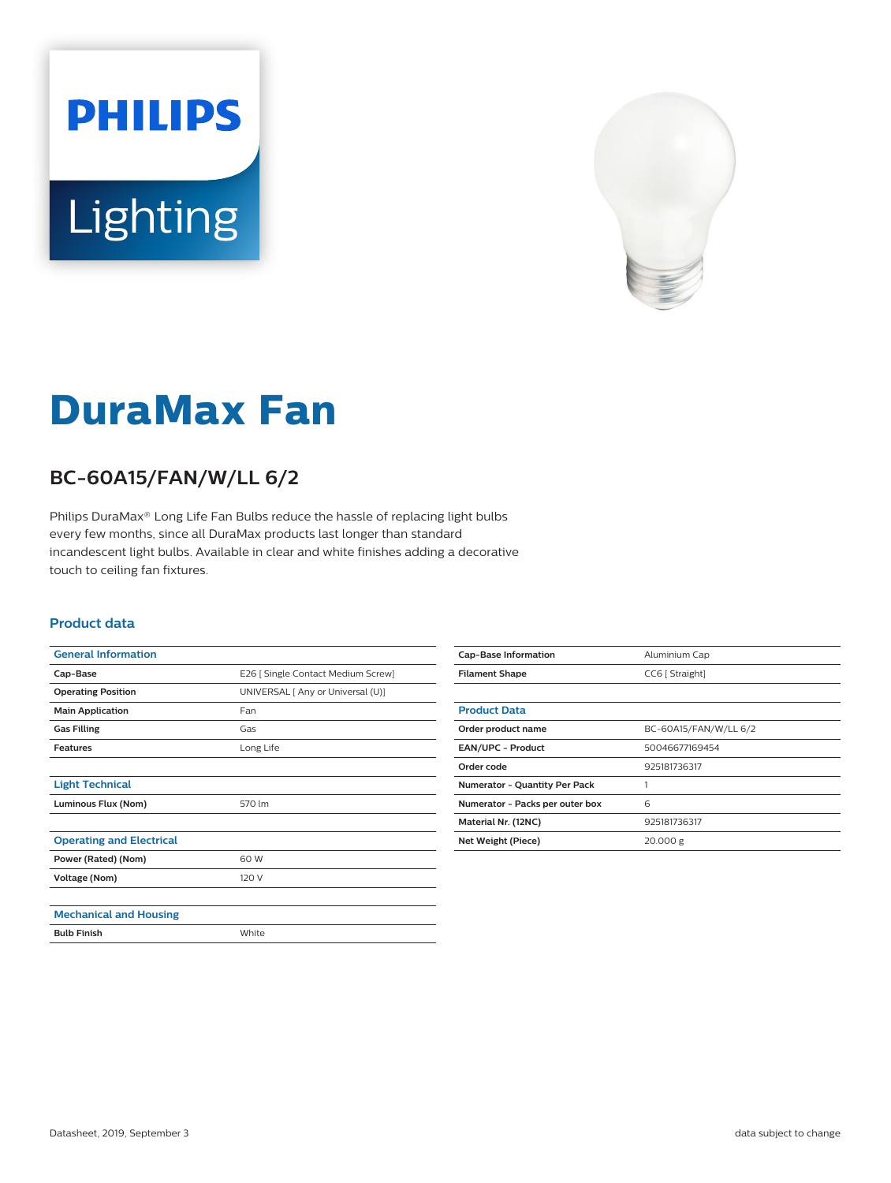PHILIPS

Lighting

# DuraMax Fan

## BC-60A15/FAN/W/LL 6/2

Philips DuraMax® Long Life Fan Bulbs reduce the hassle of replacing light bulbs every few months, since all DuraMax products last longer than standard incandescent light bulbs. Available in clear and white finishes adding a decorative touch to ceiling fan fixtures.

### Product data

| General Information | |
|---|---|
| Cap-Base | E26 [ Single Contact Medium Screw] |
| Operating Position | UNIVERSAL [ Any or Universal (U)] |
| Main Application | Fan |
| Gas Filling | Gas |
| Features | Long Life |

| Light Technical | |
|---|---|
| Luminous Flux (Nom) | 570 lm |

| Operating and Electrical | |
|---|---|
| Power (Rated) (Nom) | 60 W |
| Voltage (Nom) | 120 V |

| Mechanical and Housing | |
|---|---|
| Bulb Finish | White |
| Cap-Base Information | Aluminium Cap |
| Filament Shape | CC6 [ Straight] |

| Product Data | |
|---|---|
| Order product name | BC-60A15/FAN/W/LL 6/2 |
| EAN/UPC - Product | 50046677169454 |
| Order code | 925181736317 |
| Numerator - Quantity Per Pack | 1 |
| Numerator - Packs per outer box | 6 |
| Material Nr. (12NC) | 925181736317 |
| Net Weight (Piece) | 20.000 g |

Datasheet, 2019, September 3

data subject to change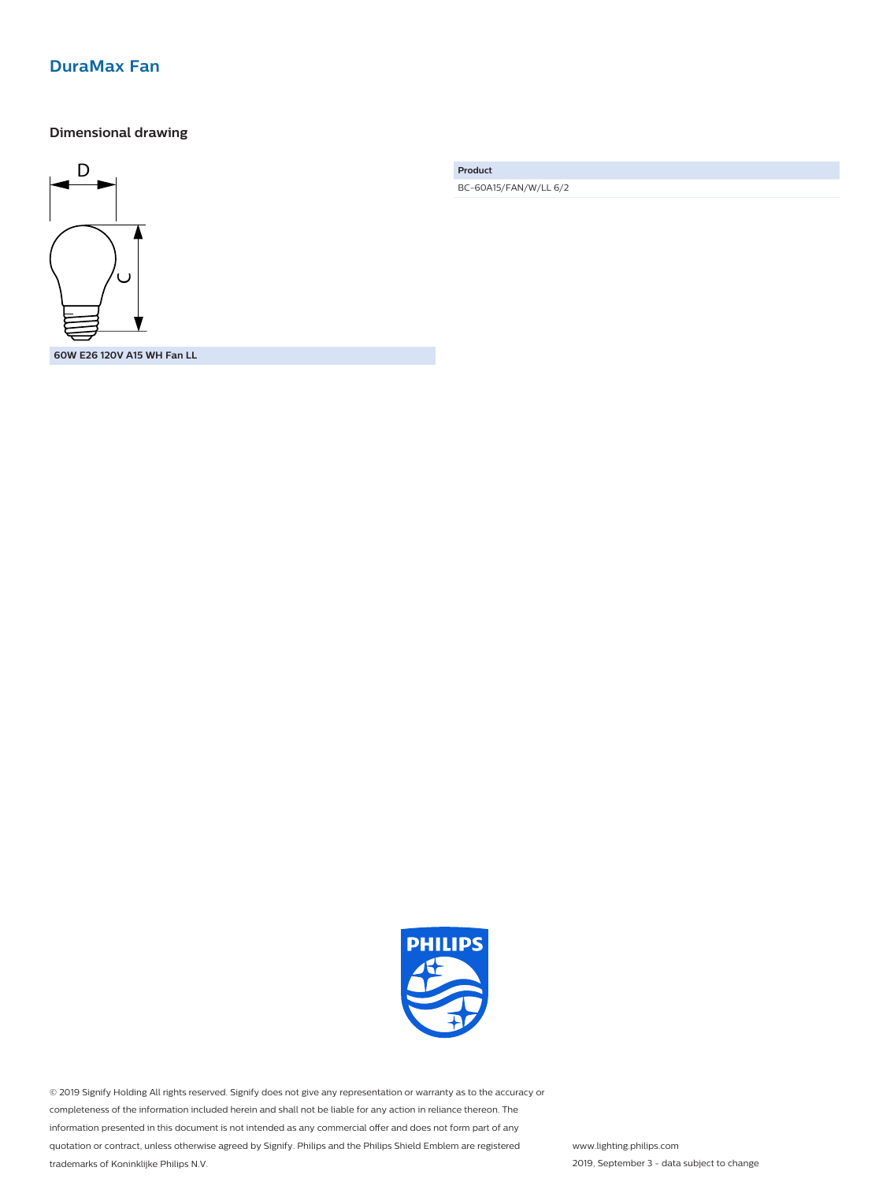## DuraMax Fan

### Dimensional drawing

D

C

**60W E26 120V A15 WH Fan LL**

| Product |
|---|
| BC-60A15/FAN/W/LL 6/2 |

© 2019 Signify Holding All rights reserved. Signify does not give any representation or warranty as to the accuracy or completeness of the information included herein and shall not be liable for any action in reliance thereon. The information presented in this document is not intended as any commercial offer and does not form part of any quotation or contract, unless otherwise agreed by Signify. Philips and the Philips Shield Emblem are registered trademarks of Koninklijke Philips N.V.

www.lighting.philips.com

2019, September 3 - data subject to change